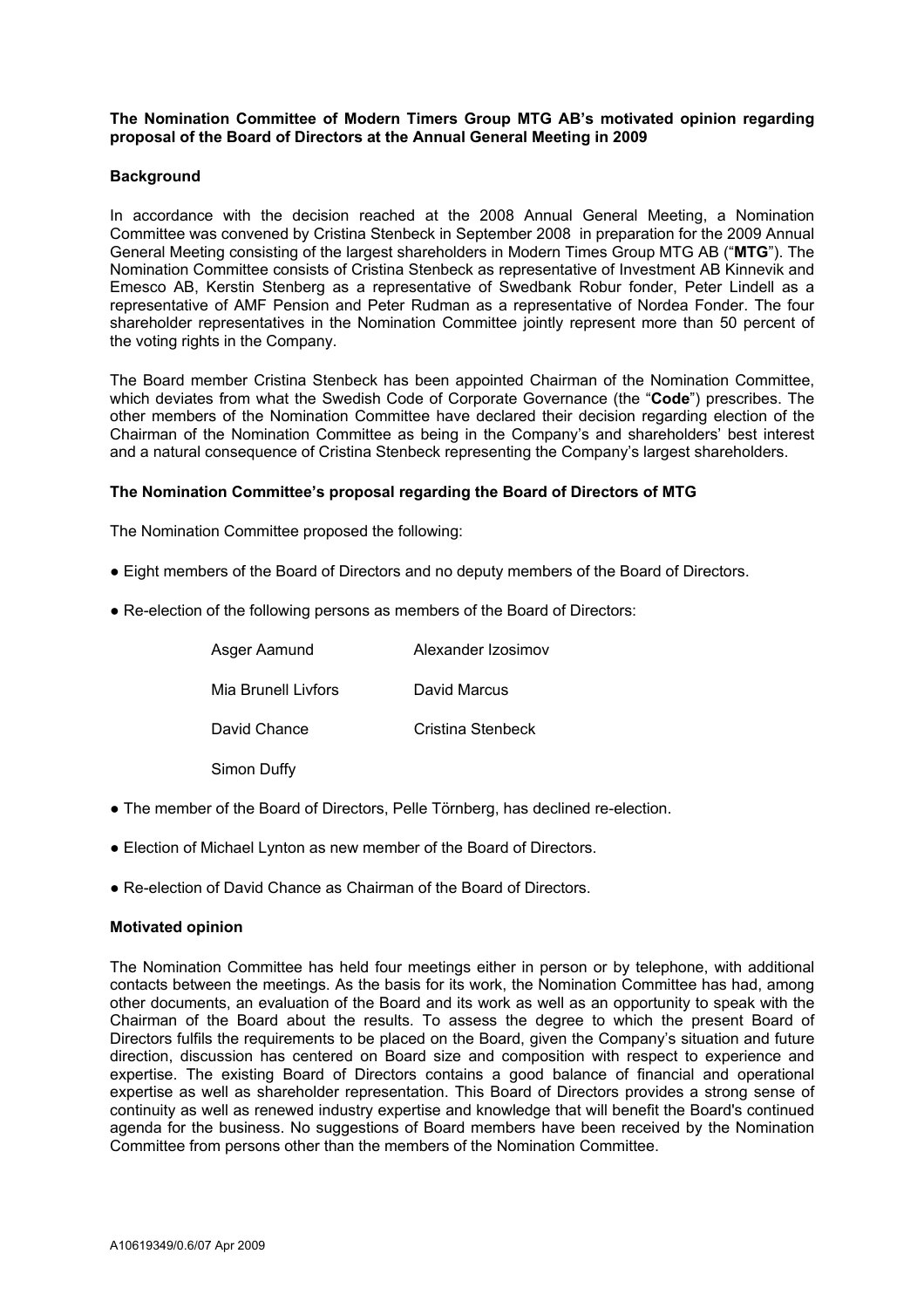**The Nomination Committee of Modern Timers Group MTG AB's motivated opinion regarding proposal of the Board of Directors at the Annual General Meeting in 2009**

**Background**

In accordance with the decision reached at the 2008 Annual General Meeting, a Nomination Committee was convened by Cristina Stenbeck in September 2008 in preparation for the 2009 Annual General Meeting consisting of the largest shareholders in Modern Times Group MTG AB ("**MTG**"). The Nomination Committee consists of Cristina Stenbeck as representative of Investment AB Kinnevik and Emesco AB, Kerstin Stenberg as a representative of Swedbank Robur fonder, Peter Lindell as a representative of AMF Pension and Peter Rudman as a representative of Nordea Fonder. The four shareholder representatives in the Nomination Committee jointly represent more than 50 percent of the voting rights in the Company.

The Board member Cristina Stenbeck has been appointed Chairman of the Nomination Committee, which deviates from what the Swedish Code of Corporate Governance (the "**Code**") prescribes. The other members of the Nomination Committee have declared their decision regarding election of the Chairman of the Nomination Committee as being in the Company's and shareholders' best interest and a natural consequence of Cristina Stenbeck representing the Company's largest shareholders.

**The Nomination Committee's proposal regarding the Board of Directors of MTG**

The Nomination Committee proposed the following:

- Eight members of the Board of Directors and no deputy members of the Board of Directors.
- Re-election of the following persons as members of the Board of Directors:

| | |
|---|---|
| Asger Aamund | Alexander Izosimov |
| Mia Brunell Livfors | David Marcus |
| David Chance | Cristina Stenbeck |
| Simon Duffy | |

- The member of the Board of Directors, Pelle Törnberg, has declined re-election.
- Election of Michael Lynton as new member of the Board of Directors.
- Re-election of David Chance as Chairman of the Board of Directors.

**Motivated opinion**

The Nomination Committee has held four meetings either in person or by telephone, with additional contacts between the meetings. As the basis for its work, the Nomination Committee has had, among other documents, an evaluation of the Board and its work as well as an opportunity to speak with the Chairman of the Board about the results. To assess the degree to which the present Board of Directors fulfils the requirements to be placed on the Board, given the Company's situation and future direction, discussion has centered on Board size and composition with respect to experience and expertise. The existing Board of Directors contains a good balance of financial and operational expertise as well as shareholder representation. This Board of Directors provides a strong sense of continuity as well as renewed industry expertise and knowledge that will benefit the Board's continued agenda for the business. No suggestions of Board members have been received by the Nomination Committee from persons other than the members of the Nomination Committee.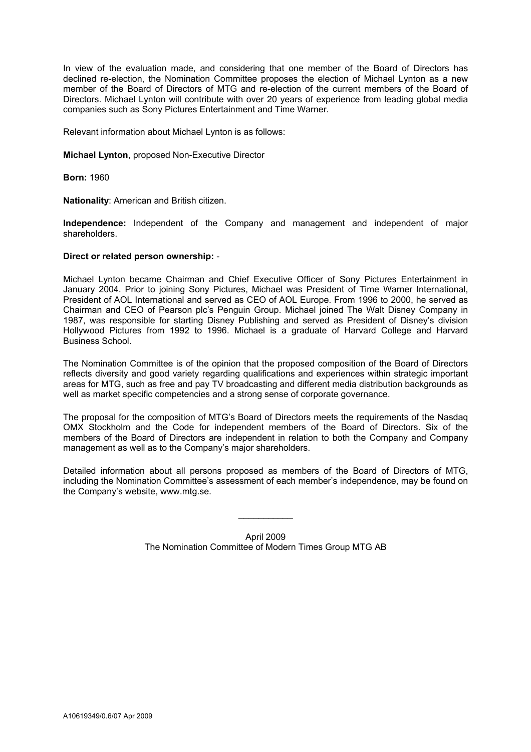In view of the evaluation made, and considering that one member of the Board of Directors has declined re-election, the Nomination Committee proposes the election of Michael Lynton as a new member of the Board of Directors of MTG and re-election of the current members of the Board of Directors. Michael Lynton will contribute with over 20 years of experience from leading global media companies such as Sony Pictures Entertainment and Time Warner.

Relevant information about Michael Lynton is as follows:

**Michael Lynton**, proposed Non-Executive Director

**Born:** 1960

**Nationality**: American and British citizen.

**Independence:** Independent of the Company and management and independent of major shareholders.

**Direct or related person ownership:** -

Michael Lynton became Chairman and Chief Executive Officer of Sony Pictures Entertainment in January 2004. Prior to joining Sony Pictures, Michael was President of Time Warner International, President of AOL International and served as CEO of AOL Europe. From 1996 to 2000, he served as Chairman and CEO of Pearson plc's Penguin Group. Michael joined The Walt Disney Company in 1987, was responsible for starting Disney Publishing and served as President of Disney's division Hollywood Pictures from 1992 to 1996. Michael is a graduate of Harvard College and Harvard Business School.

The Nomination Committee is of the opinion that the proposed composition of the Board of Directors reflects diversity and good variety regarding qualifications and experiences within strategic important areas for MTG, such as free and pay TV broadcasting and different media distribution backgrounds as well as market specific competencies and a strong sense of corporate governance.

The proposal for the composition of MTG's Board of Directors meets the requirements of the Nasdaq OMX Stockholm and the Code for independent members of the Board of Directors. Six of the members of the Board of Directors are independent in relation to both the Company and Company management as well as to the Company's major shareholders.

Detailed information about all persons proposed as members of the Board of Directors of MTG, including the Nomination Committee's assessment of each member's independence, may be found on the Company's website, www.mtg.se.

\_\_\_\_\_\_\_\_\_\_\_

April 2009
The Nomination Committee of Modern Times Group MTG AB

A10619349/0.6/07 Apr 2009